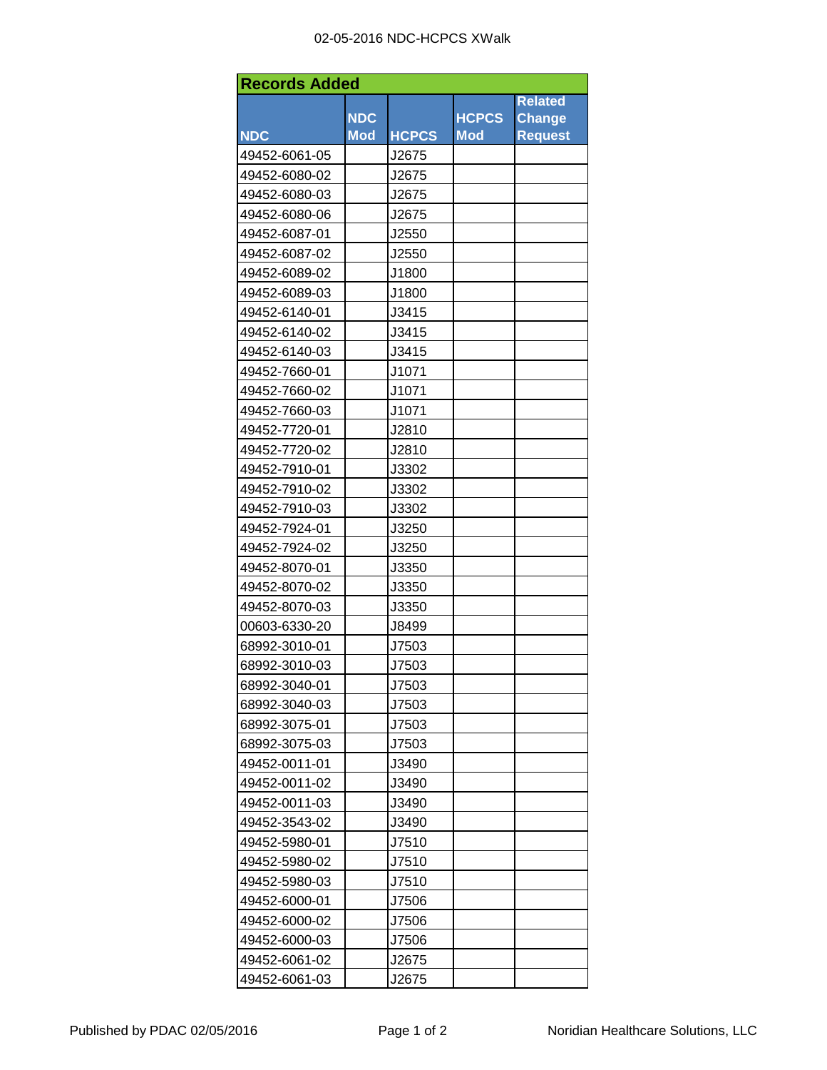# 02-05-2016 NDC-HCPCS XWalk

## Records Added

| NDC | NDC Mod | HCPCS | HCPCS Mod | Related Change Request |
|---|---|---|---|---|
| 49452-6061-05 | | J2675 | | |
| 49452-6080-02 | | J2675 | | |
| 49452-6080-03 | | J2675 | | |
| 49452-6080-06 | | J2675 | | |
| 49452-6087-01 | | J2550 | | |
| 49452-6087-02 | | J2550 | | |
| 49452-6089-02 | | J1800 | | |
| 49452-6089-03 | | J1800 | | |
| 49452-6140-01 | | J3415 | | |
| 49452-6140-02 | | J3415 | | |
| 49452-6140-03 | | J3415 | | |
| 49452-7660-01 | | J1071 | | |
| 49452-7660-02 | | J1071 | | |
| 49452-7660-03 | | J1071 | | |
| 49452-7720-01 | | J2810 | | |
| 49452-7720-02 | | J2810 | | |
| 49452-7910-01 | | J3302 | | |
| 49452-7910-02 | | J3302 | | |
| 49452-7910-03 | | J3302 | | |
| 49452-7924-01 | | J3250 | | |
| 49452-7924-02 | | J3250 | | |
| 49452-8070-01 | | J3350 | | |
| 49452-8070-02 | | J3350 | | |
| 49452-8070-03 | | J3350 | | |
| 00603-6330-20 | | J8499 | | |
| 68992-3010-01 | | J7503 | | |
| 68992-3010-03 | | J7503 | | |
| 68992-3040-01 | | J7503 | | |
| 68992-3040-03 | | J7503 | | |
| 68992-3075-01 | | J7503 | | |
| 68992-3075-03 | | J7503 | | |
| 49452-0011-01 | | J3490 | | |
| 49452-0011-02 | | J3490 | | |
| 49452-0011-03 | | J3490 | | |
| 49452-3543-02 | | J3490 | | |
| 49452-5980-01 | | J7510 | | |
| 49452-5980-02 | | J7510 | | |
| 49452-5980-03 | | J7510 | | |
| 49452-6000-01 | | J7506 | | |
| 49452-6000-02 | | J7506 | | |
| 49452-6000-03 | | J7506 | | |
| 49452-6061-02 | | J2675 | | |
| 49452-6061-03 | | J2675 | | |

Published by PDAC 02/05/2016 — Noridian Healthcare Solutions, LLC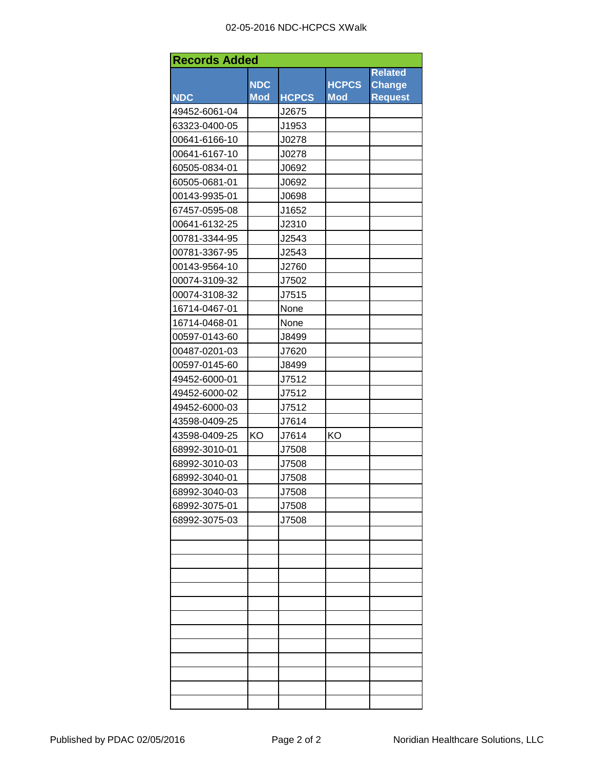## Records Added

| NDC | NDC Mod | HCPCS | HCPCS Mod | Related Change Request |
|---|---|---|---|---|
| 49452-6061-04 | | J2675 | | |
| 63323-0400-05 | | J1953 | | |
| 00641-6166-10 | | J0278 | | |
| 00641-6167-10 | | J0278 | | |
| 60505-0834-01 | | J0692 | | |
| 60505-0681-01 | | J0692 | | |
| 00143-9935-01 | | J0698 | | |
| 67457-0595-08 | | J1652 | | |
| 00641-6132-25 | | J2310 | | |
| 00781-3344-95 | | J2543 | | |
| 00781-3367-95 | | J2543 | | |
| 00143-9564-10 | | J2760 | | |
| 00074-3109-32 | | J7502 | | |
| 00074-3108-32 | | J7515 | | |
| 16714-0467-01 | | None | | |
| 16714-0468-01 | | None | | |
| 00597-0143-60 | | J8499 | | |
| 00487-0201-03 | | J7620 | | |
| 00597-0145-60 | | J8499 | | |
| 49452-6000-01 | | J7512 | | |
| 49452-6000-02 | | J7512 | | |
| 49452-6000-03 | | J7512 | | |
| 43598-0409-25 | | J7614 | | |
| 43598-0409-25 | KO | J7614 | KO | |
| 68992-3010-01 | | J7508 | | |
| 68992-3010-03 | | J7508 | | |
| 68992-3040-01 | | J7508 | | |
| 68992-3040-03 | | J7508 | | |
| 68992-3075-01 | | J7508 | | |
| 68992-3075-03 | | J7508 | | |

Published by PDAC 02/05/2016

Noridian Healthcare Solutions, LLC